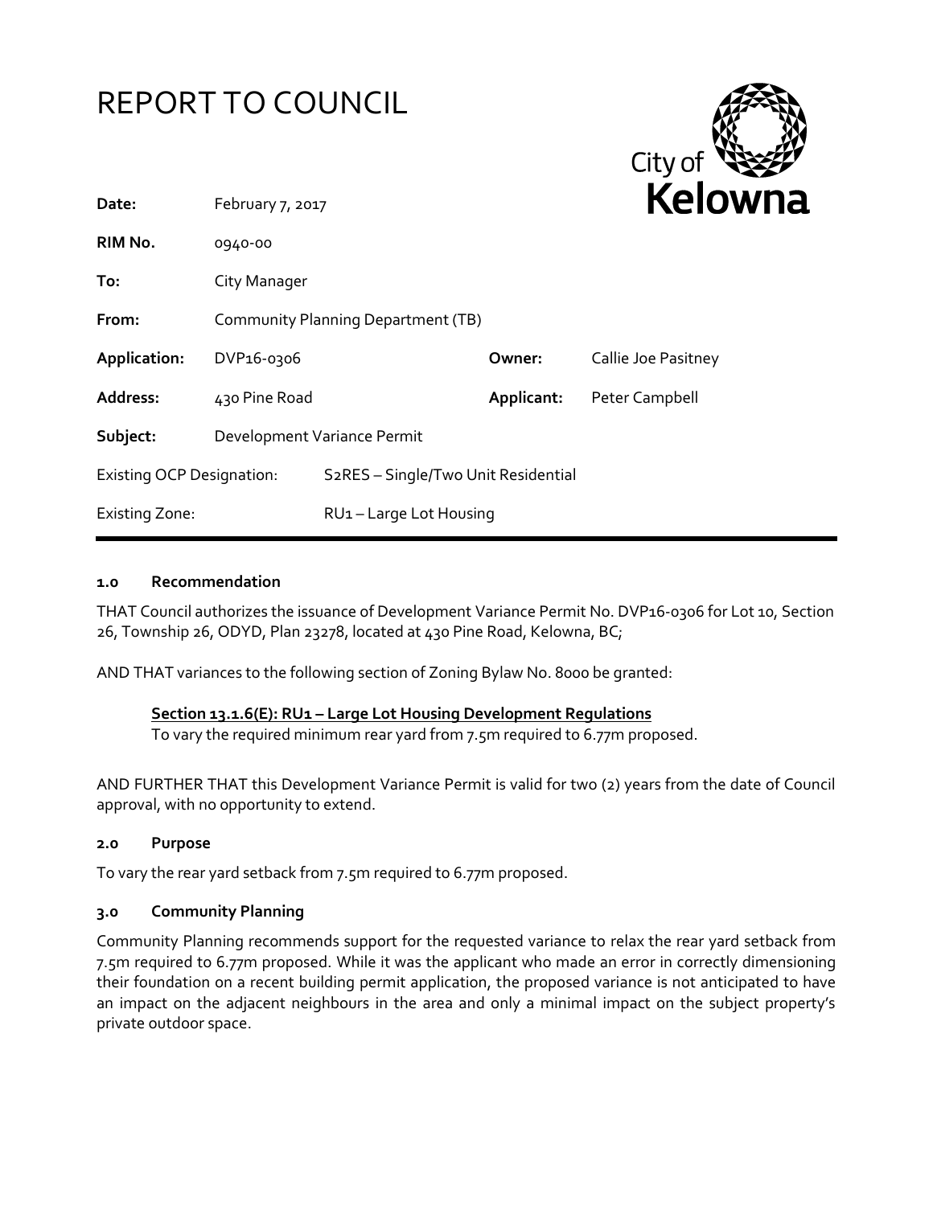# REPORT TO COUNCIL

| | | | |
|---|---|---|---|
| **Date:** | February 7, 2017 | | |
| **RIM No.** | 0940-00 | | |
| **To:** | City Manager | | |
| **From:** | Community Planning Department (TB) | | |
| **Application:** | DVP16-0306 | **Owner:** | Callie Joe Pasitney |
| **Address:** | 430 Pine Road | **Applicant:** | Peter Campbell |
| **Subject:** | Development Variance Permit | | |
| Existing OCP Designation: | S2RES – Single/Two Unit Residential | | |
| Existing Zone: | RU1 – Large Lot Housing | | |

## 1.0 Recommendation

THAT Council authorizes the issuance of Development Variance Permit No. DVP16-0306 for Lot 10, Section 26, Township 26, ODYD, Plan 23278, located at 430 Pine Road, Kelowna, BC;

AND THAT variances to the following section of Zoning Bylaw No. 8000 be granted:

> **Section 13.1.6(E): RU1 – Large Lot Housing Development Regulations**
> To vary the required minimum rear yard from 7.5m required to 6.77m proposed.

AND FURTHER THAT this Development Variance Permit is valid for two (2) years from the date of Council approval, with no opportunity to extend.

## 2.0 Purpose

To vary the rear yard setback from 7.5m required to 6.77m proposed.

## 3.0 Community Planning

Community Planning recommends support for the requested variance to relax the rear yard setback from 7.5m required to 6.77m proposed. While it was the applicant who made an error in correctly dimensioning their foundation on a recent building permit application, the proposed variance is not anticipated to have an impact on the adjacent neighbours in the area and only a minimal impact on the subject property's private outdoor space.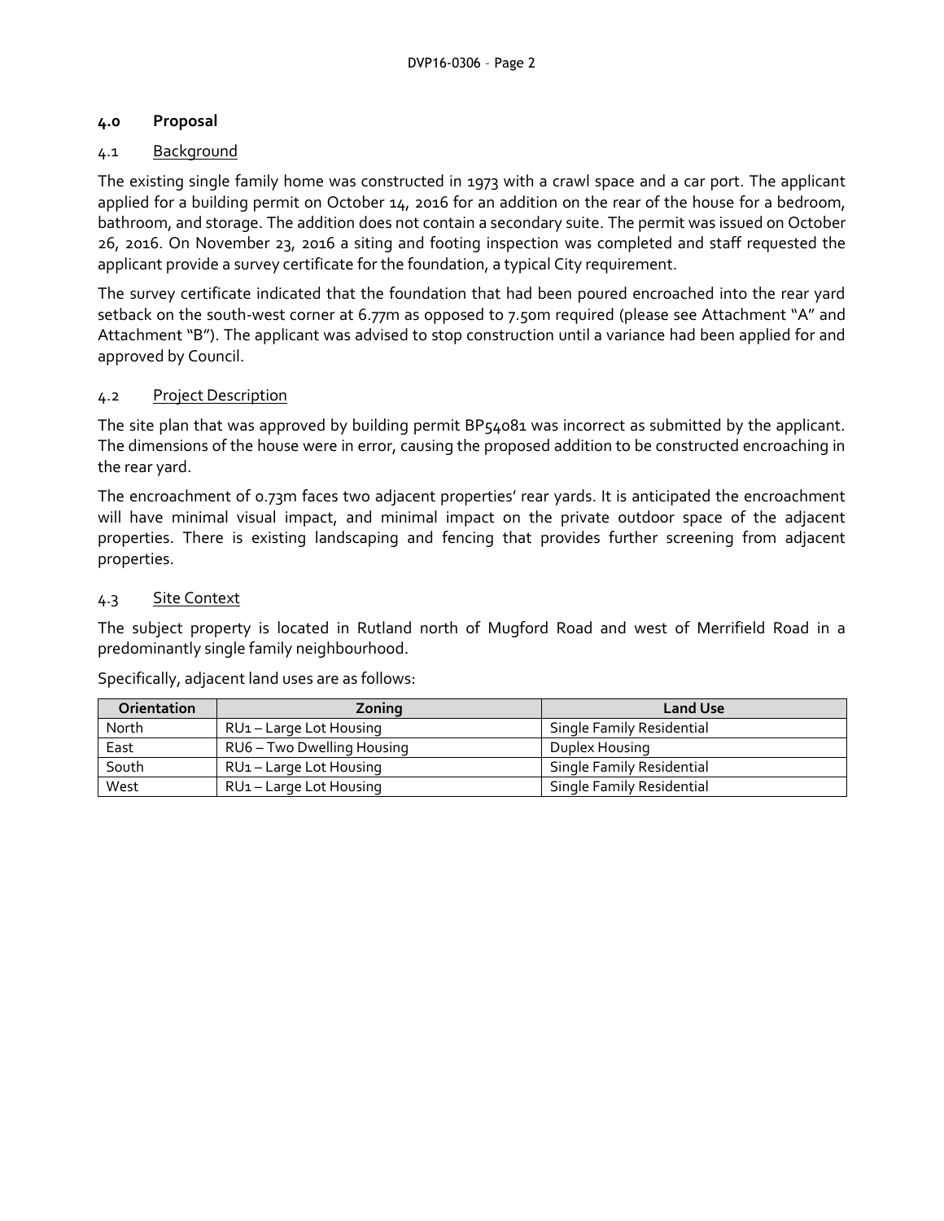## 4.0 Proposal

### 4.1 Background

The existing single family home was constructed in 1973 with a crawl space and a car port. The applicant applied for a building permit on October 14, 2016 for an addition on the rear of the house for a bedroom, bathroom, and storage. The addition does not contain a secondary suite. The permit was issued on October 26, 2016. On November 23, 2016 a siting and footing inspection was completed and staff requested the applicant provide a survey certificate for the foundation, a typical City requirement.

The survey certificate indicated that the foundation that had been poured encroached into the rear yard setback on the south-west corner at 6.77m as opposed to 7.50m required (please see Attachment "A" and Attachment "B"). The applicant was advised to stop construction until a variance had been applied for and approved by Council.

### 4.2 Project Description

The site plan that was approved by building permit BP54081 was incorrect as submitted by the applicant. The dimensions of the house were in error, causing the proposed addition to be constructed encroaching in the rear yard.

The encroachment of 0.73m faces two adjacent properties' rear yards. It is anticipated the encroachment will have minimal visual impact, and minimal impact on the private outdoor space of the adjacent properties. There is existing landscaping and fencing that provides further screening from adjacent properties.

### 4.3 Site Context

The subject property is located in Rutland north of Mugford Road and west of Merrifield Road in a predominantly single family neighbourhood.

Specifically, adjacent land uses are as follows:

| Orientation | Zoning | Land Use |
|---|---|---|
| North | RU1 – Large Lot Housing | Single Family Residential |
| East | RU6 – Two Dwelling Housing | Duplex Housing |
| South | RU1 – Large Lot Housing | Single Family Residential |
| West | RU1 – Large Lot Housing | Single Family Residential |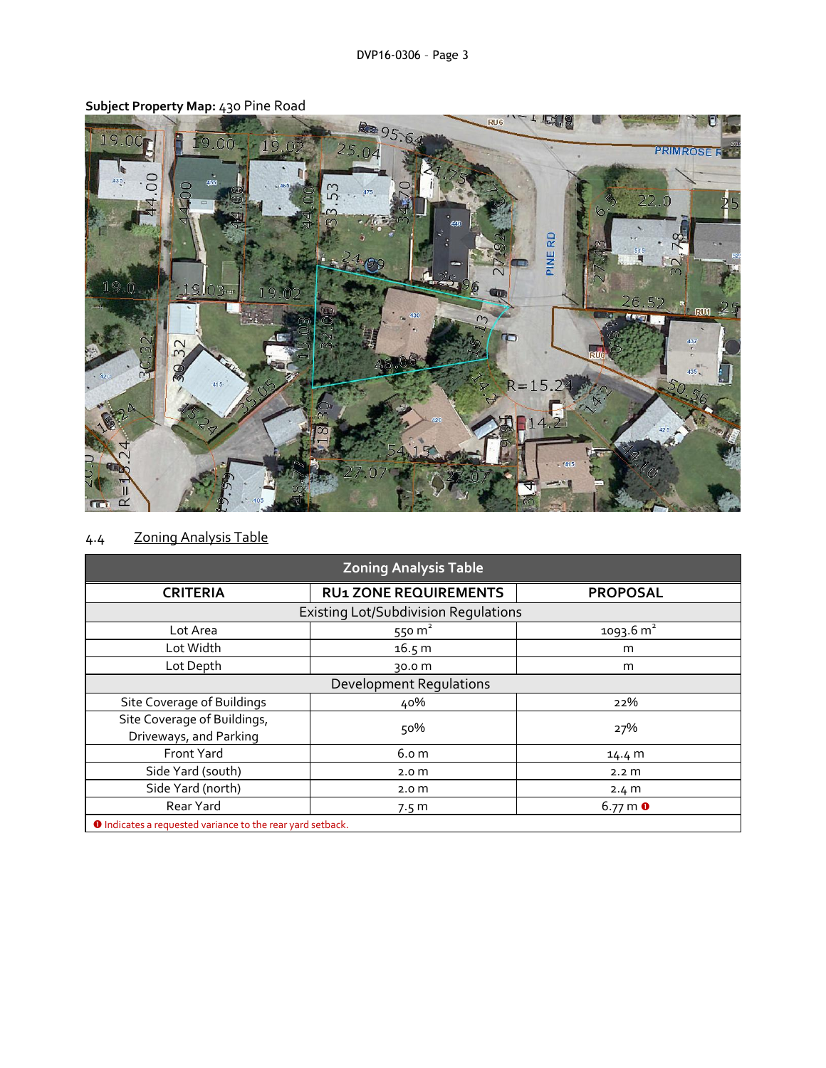**Subject Property Map:** 430 Pine Road

## 4.4 Zoning Analysis Table

| Zoning Analysis Table | | |
|---|---|---|
| **CRITERIA** | **RU1 ZONE REQUIREMENTS** | **PROPOSAL** |
| Existing Lot/Subdivision Regulations | | |
| Lot Area | 550 $m^2$ | 1093.6 $m^2$ |
| Lot Width | 16.5 m | m |
| Lot Depth | 30.0 m | m |
| Development Regulations | | |
| Site Coverage of Buildings | 40% | 22% |
| Site Coverage of Buildings, Driveways, and Parking | 50% | 27% |
| Front Yard | 6.0 m | 14.4 m |
| Side Yard (south) | 2.0 m | 2.2 m |
| Side Yard (north) | 2.0 m | 2.4 m |
| Rear Yard | 7.5 m | 6.77 m ❶ |

❶ Indicates a requested variance to the rear yard setback.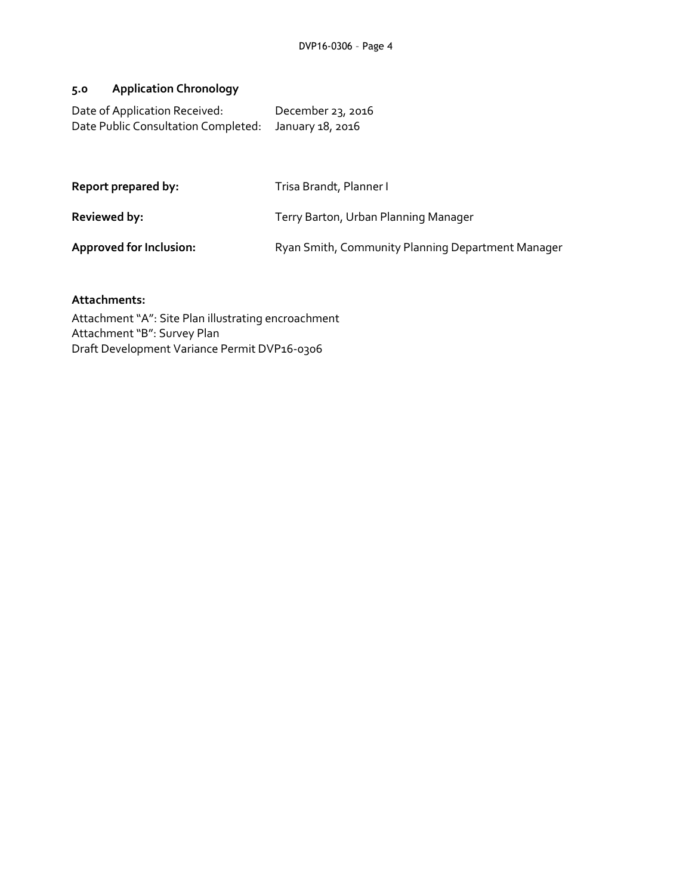## 5.0 Application Chronology

Date of Application Received: December 23, 2016
Date Public Consultation Completed: January 18, 2016

**Report prepared by:** Trisa Brandt, Planner I

**Reviewed by:** Terry Barton, Urban Planning Manager

**Approved for Inclusion:** Ryan Smith, Community Planning Department Manager

**Attachments:**

Attachment "A": Site Plan illustrating encroachment
Attachment "B": Survey Plan
Draft Development Variance Permit DVP16-0306